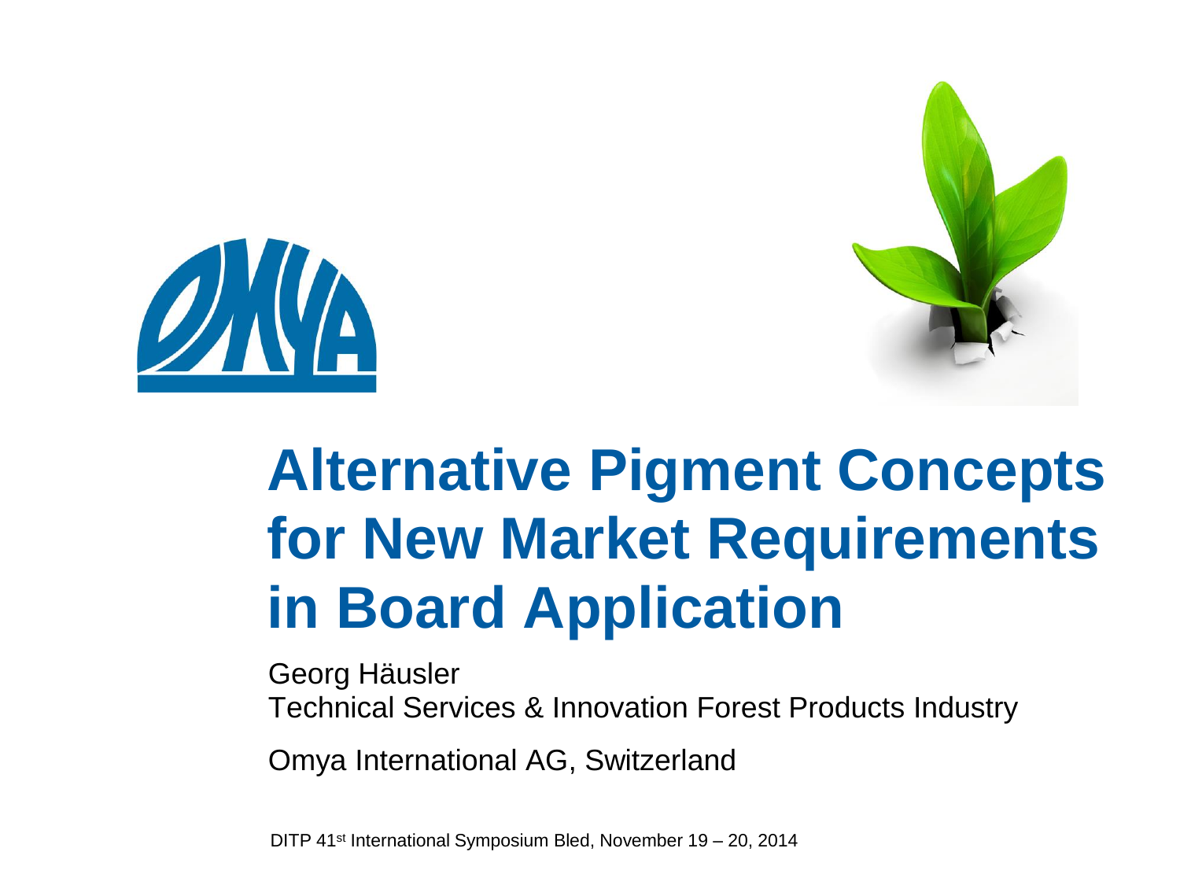# Alternative Pigment Concepts for New Market Requirements in Board Application

Georg Häusler

Technical Services & Innovation Forest Products Industry

Omya International AG, Switzerland

DITP 41st International Symposium Bled, November 19 – 20, 2014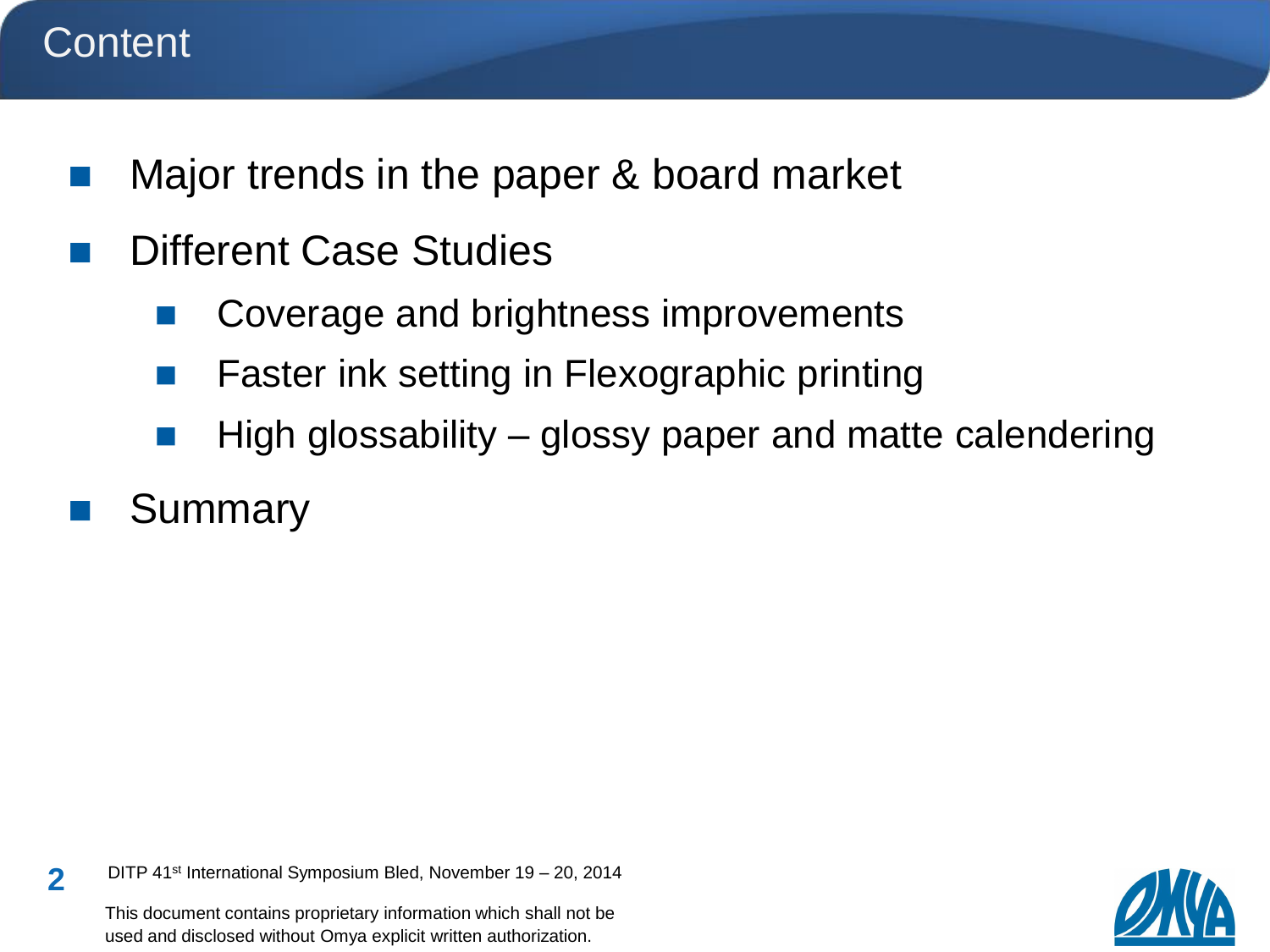# Content

- Major trends in the paper & board market
- Different Case Studies
  - Coverage and brightness improvements
  - Faster ink setting in Flexographic printing
  - High glossability – glossy paper and matte calendering
- Summary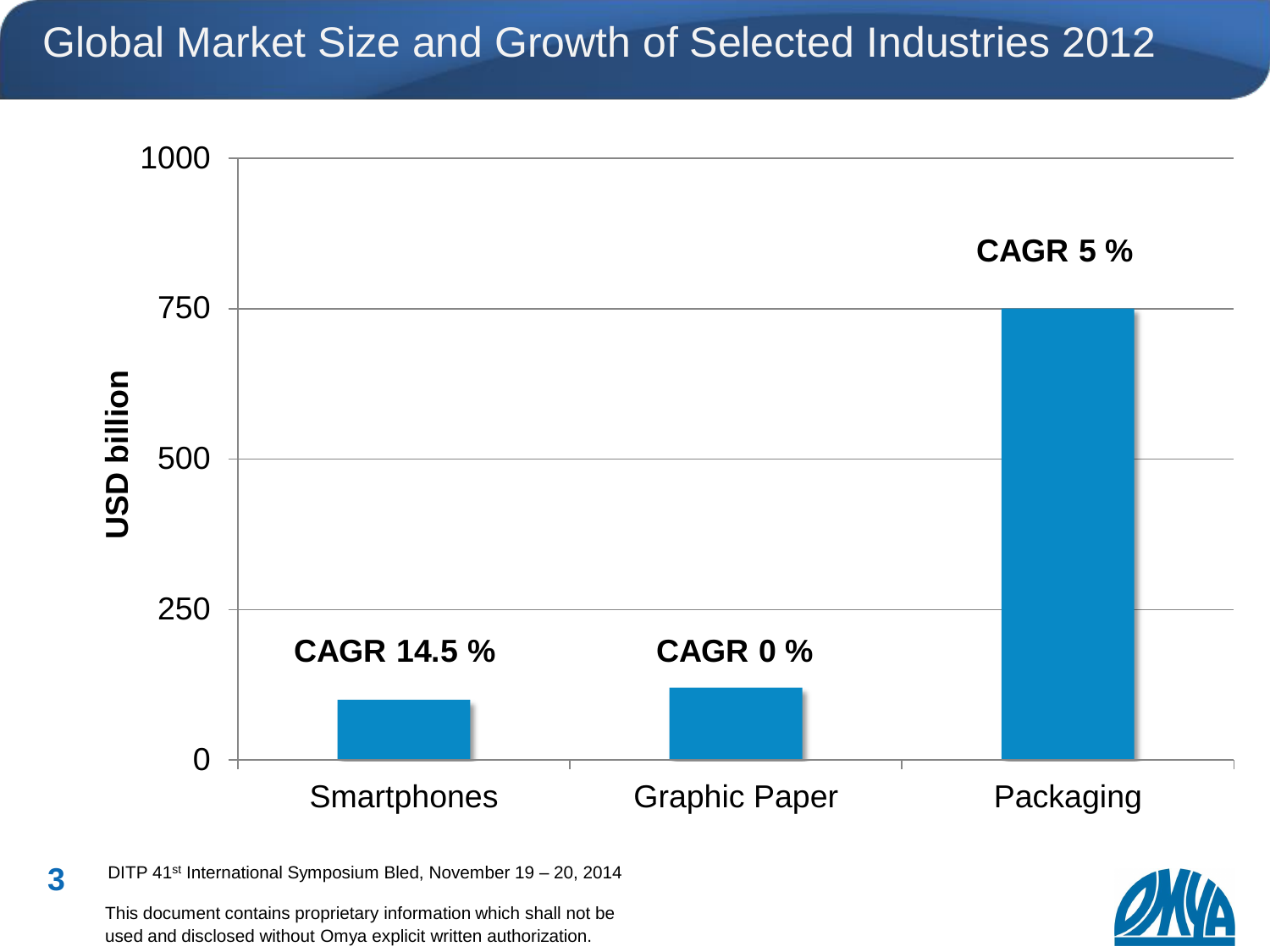# Global Market Size and Growth of Selected Industries 2012

USD billion

| Industry | Market size (USD billion, approx.) | CAGR |
|---|---|---|
| Smartphones | ~100 | 14.5 % |
| Graphic Paper | ~120 | 0 % |
| Packaging | ~750 | 5 % |

DITP 41st International Symposium Bled, November 19 – 20, 2014

This document contains proprietary information which shall not be used and disclosed without Omya explicit written authorization.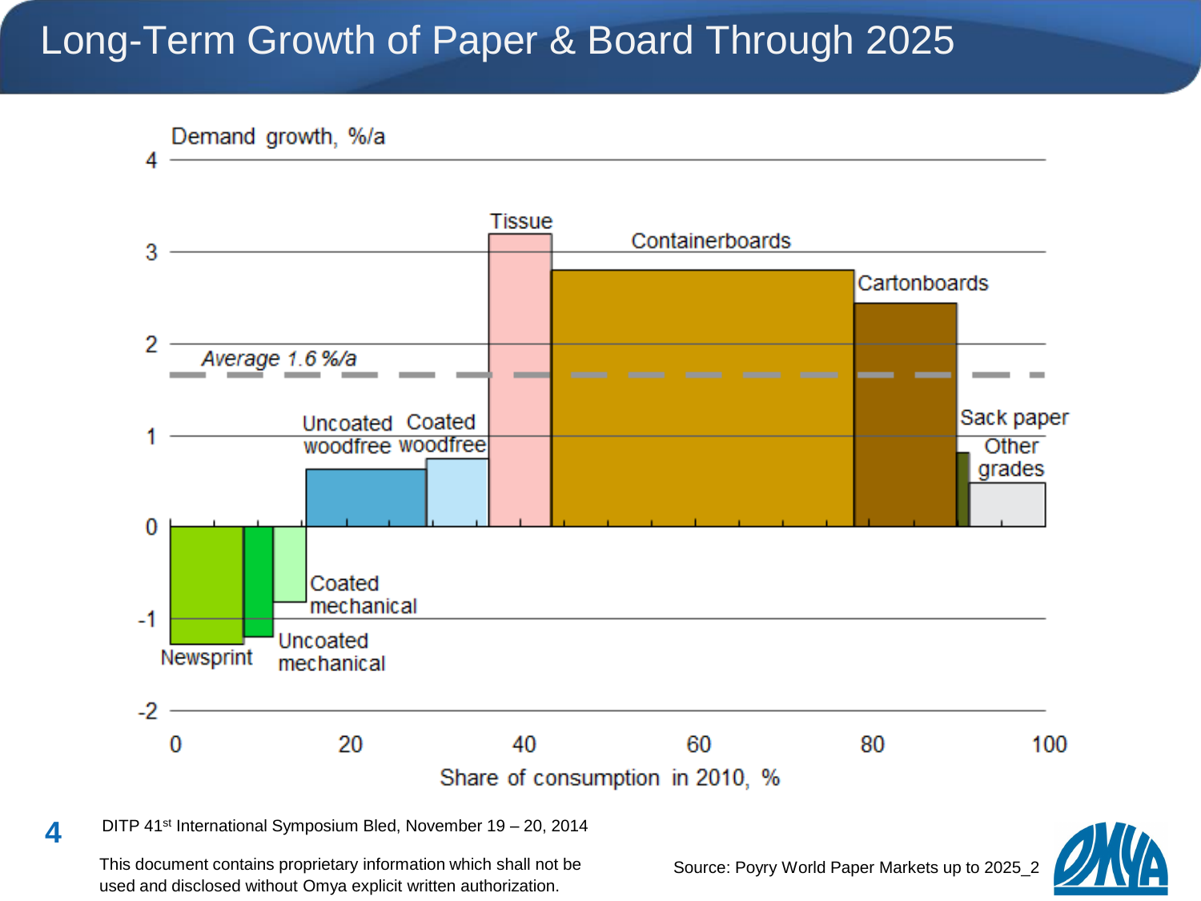# Long-Term Growth of Paper & Board Through 2025

Demand growth, %/a

Average 1.6 %/a

| Grade | Demand growth, %/a |
| --- | --- |
| Newsprint | approx. -1.3 |
| Uncoated mechanical | approx. -1.2 |
| Coated mechanical | approx. -0.8 |
| Uncoated woodfree | approx. 0.6 |
| Coated woodfree | approx. 0.7 |
| Tissue | approx. 3.2 |
| Containerboards | approx. 2.8 |
| Cartonboards | approx. 2.4 |
| Sack paper | approx. 0.8 |
| Other grades | approx. 0.5 |

Share of consumption in 2010, %

DITP 41st International Symposium Bled, November 19 – 20, 2014

This document contains proprietary information which shall not be used and disclosed without Omya explicit written authorization.

Source: Poyry World Paper Markets up to 2025_2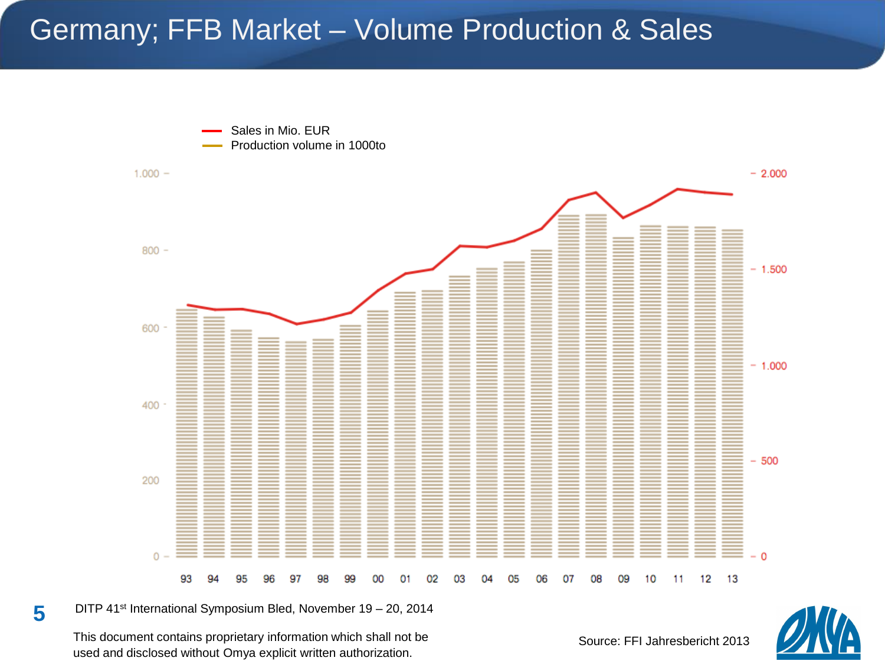# Germany; FFB Market – Volume Production & Sales

Sales in Mio. EUR

Production volume in 1000to

1.000, 800, 600, 400, 200, 0

2.000, 1.500, 1.000, 500, 0

93 94 95 96 97 98 99 00 01 02 03 04 05 06 07 08 09 10 11 12 13

DITP 41st International Symposium Bled, November 19 – 20, 2014

This document contains proprietary information which shall not be used and disclosed without Omya explicit written authorization.

Source: FFI Jahresbericht 2013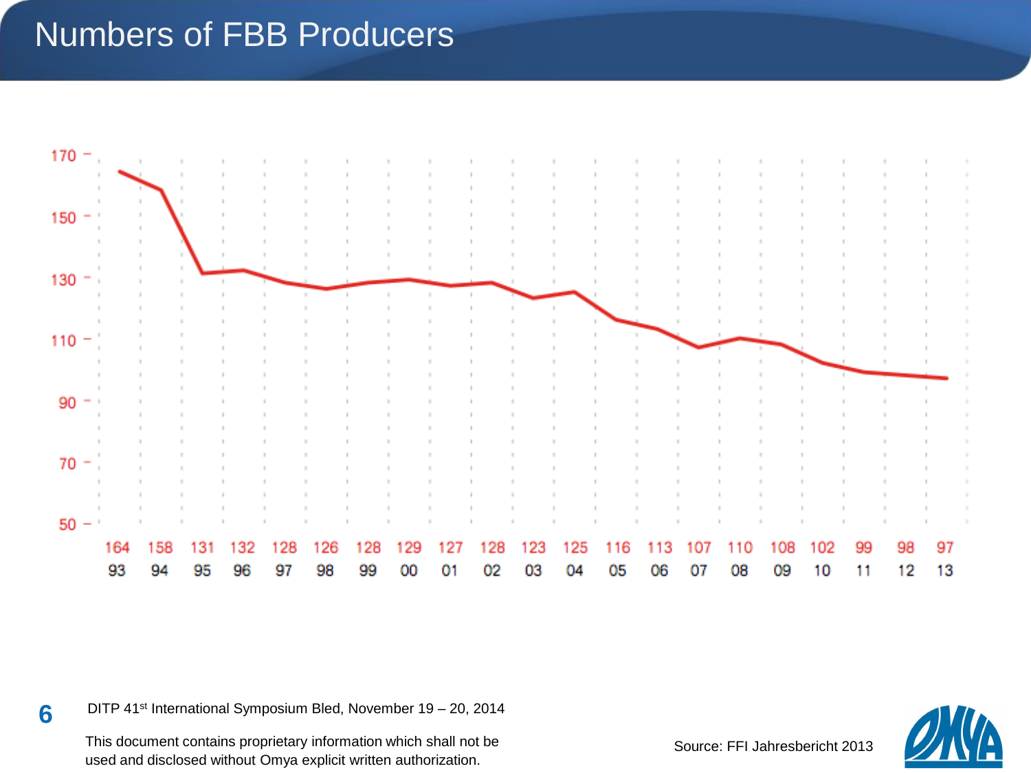# Numbers of FBB Producers

| Year | 93 | 94 | 95 | 96 | 97 | 98 | 99 | 00 | 01 | 02 | 03 | 04 | 05 | 06 | 07 | 08 | 09 | 10 | 11 | 12 | 13 |
|---|---|---|---|---|---|---|---|---|---|---|---|---|---|---|---|---|---|---|---|---|---|
| Producers | 164 | 158 | 131 | 132 | 128 | 126 | 128 | 129 | 127 | 128 | 123 | 125 | 116 | 113 | 107 | 110 | 108 | 102 | 99 | 98 | 97 |

DITP 41st International Symposium Bled, November 19 – 20, 2014

This document contains proprietary information which shall not be used and disclosed without Omya explicit written authorization.

Source: FFI Jahresbericht 2013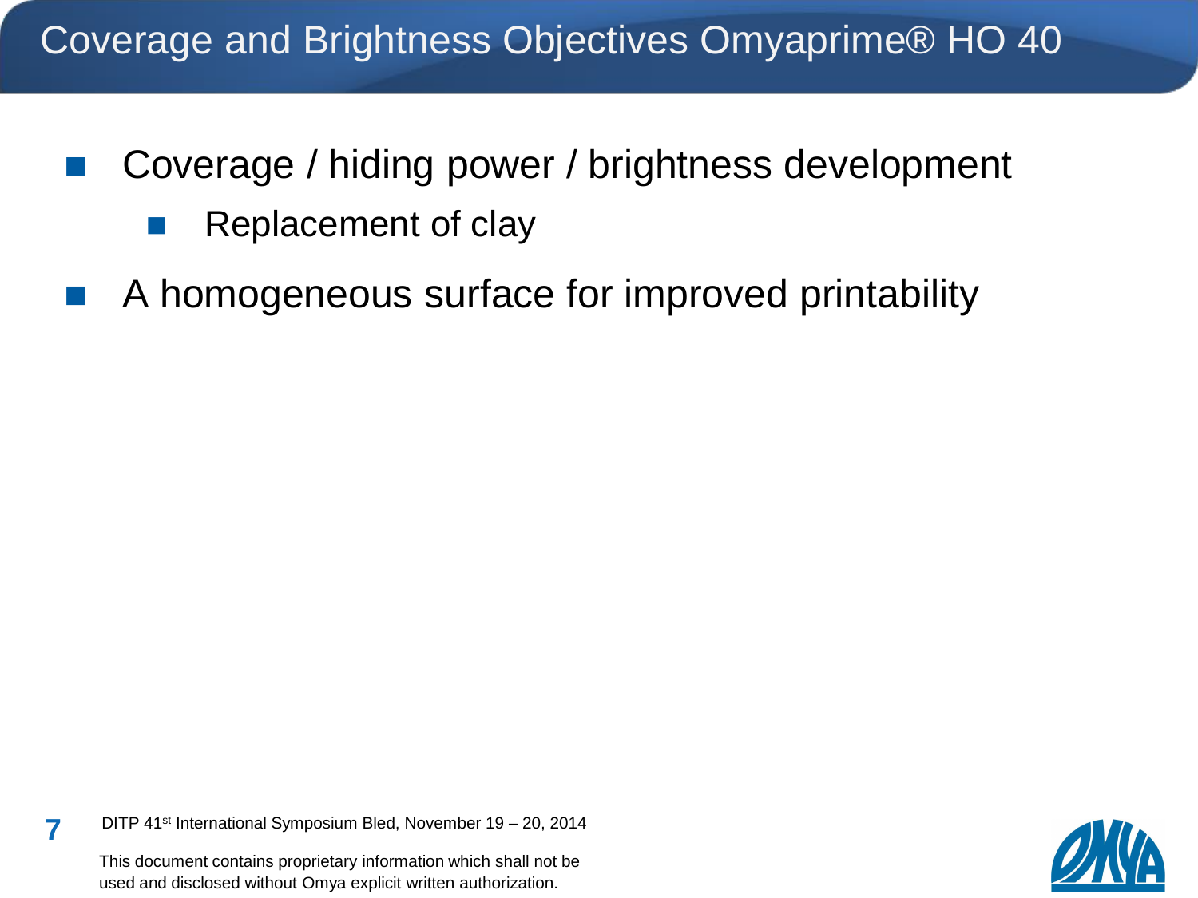# Coverage and Brightness Objectives Omyaprime® HO 40

- Coverage / hiding power / brightness development
  - Replacement of clay
- A homogeneous surface for improved printability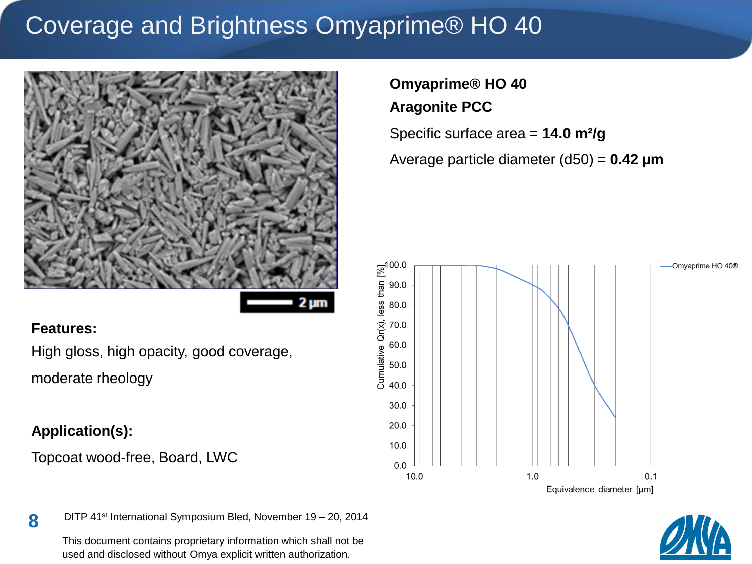# Coverage and Brightness Omyaprime® HO 40

**Omyaprime® HO 40**

**Aragonite PCC**

Specific surface area = **14.0 m²/g**

Average particle diameter (d50) = **0.42 µm**

**Features:**

High gloss, high opacity, good coverage, moderate rheology

**Application(s):**

Topcoat wood-free, Board, LWC

DITP 41st International Symposium Bled, November 19 – 20, 2014

This document contains proprietary information which shall not be used and disclosed without Omya explicit written authorization.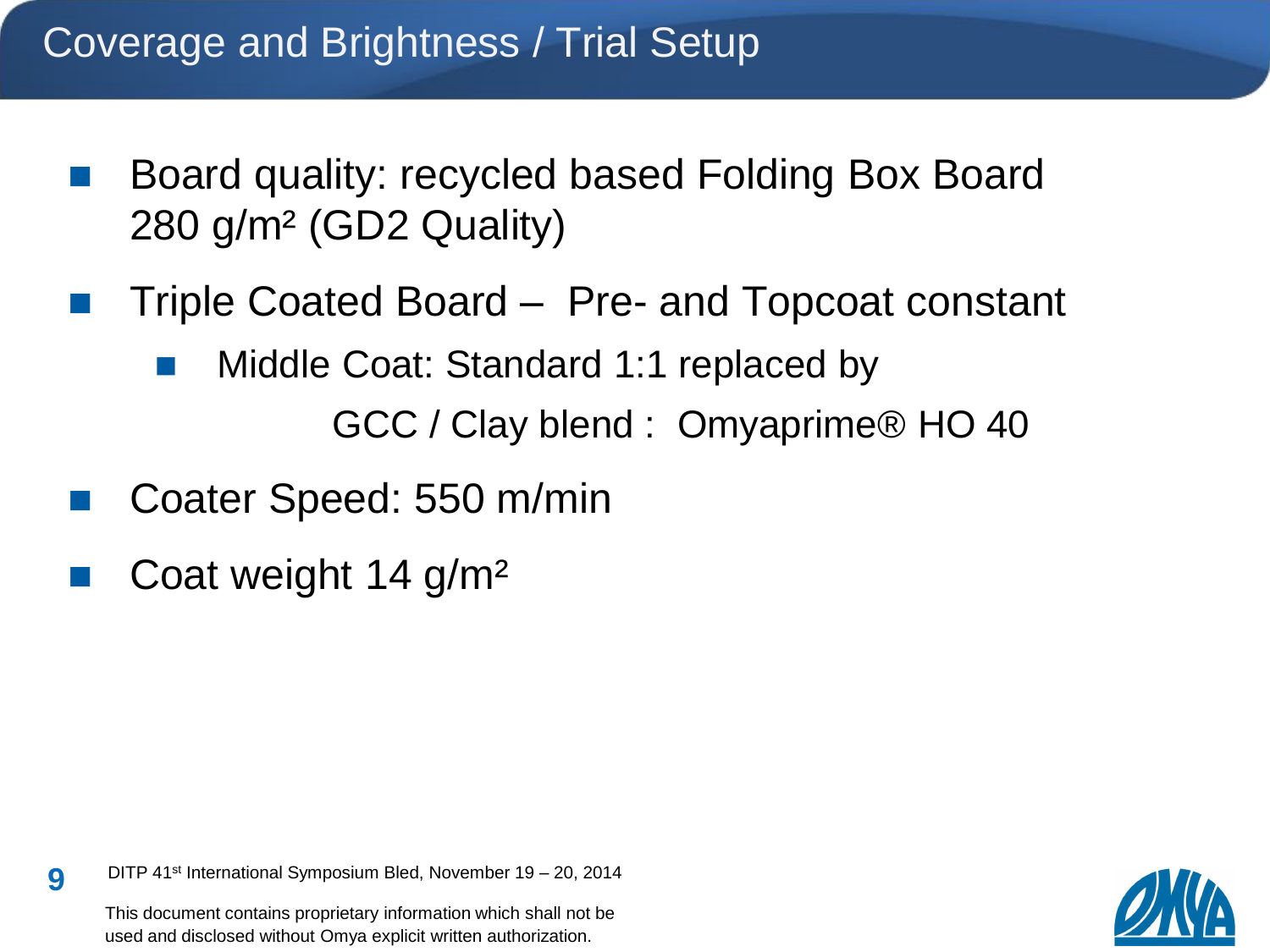# Coverage and Brightness / Trial Setup

- Board quality: recycled based Folding Box Board 280 g/m² (GD2 Quality)
- Triple Coated Board – Pre- and Topcoat constant
  - Middle Coat: Standard 1:1 replaced by

    GCC / Clay blend : Omyaprime® HO 40
- Coater Speed: 550 m/min
- Coat weight 14 g/m²

This document contains proprietary information which shall not be used and disclosed without Omya explicit written authorization.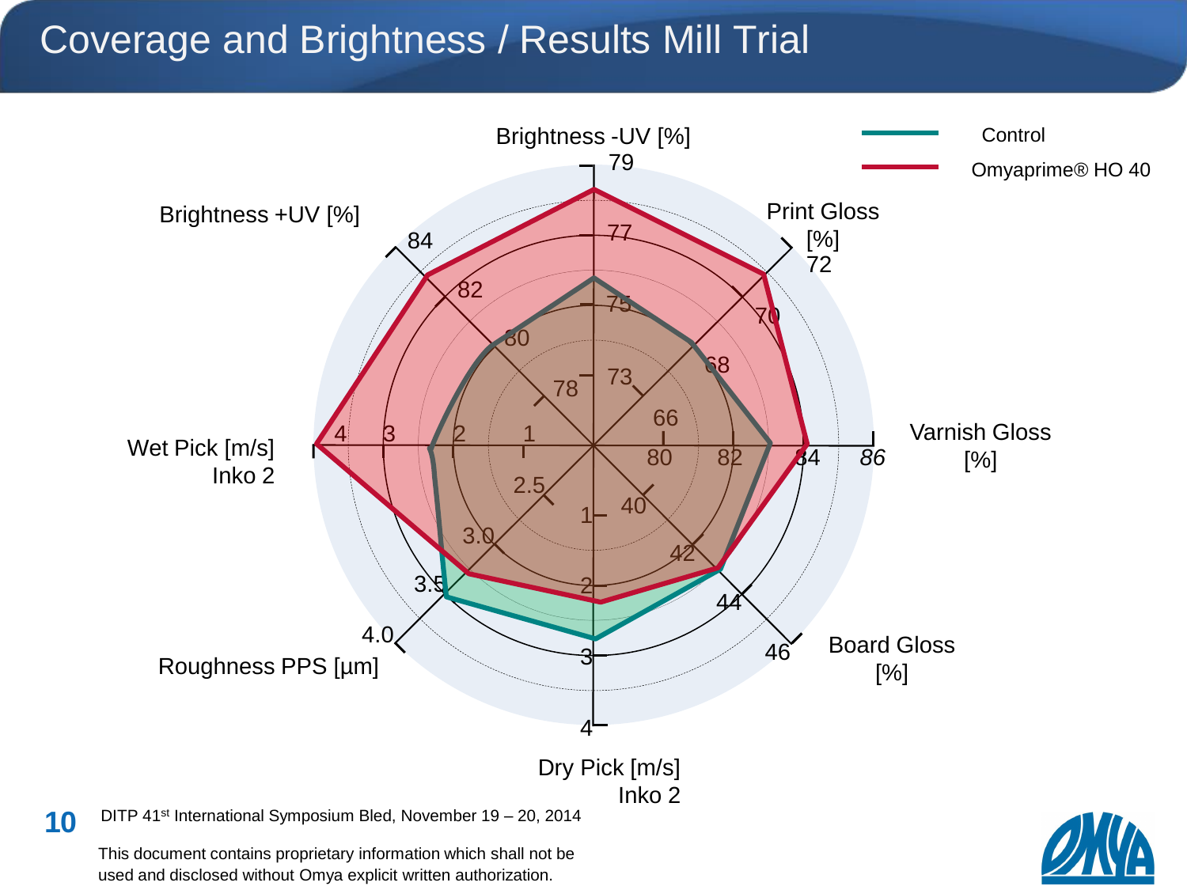# Coverage and Brightness / Results Mill Trial

Control

Omyaprime® HO 40

Brightness -UV [%]

79

77

75

73

Print Gloss [%]

72

70

68

66

Varnish Gloss [%]

80

82

84

86

Board Gloss [%]

40

42

44

46

Dry Pick [m/s] Inko 2

1

2

3

4

Roughness PPS [µm]

2.5

3.0

3.5

4.0

Wet Pick [m/s] Inko 2

1

2

3

4

Brightness +UV [%]

78

80

82

84

DITP 41st International Symposium Bled, November 19 – 20, 2014

This document contains proprietary information which shall not be used and disclosed without Omya explicit written authorization.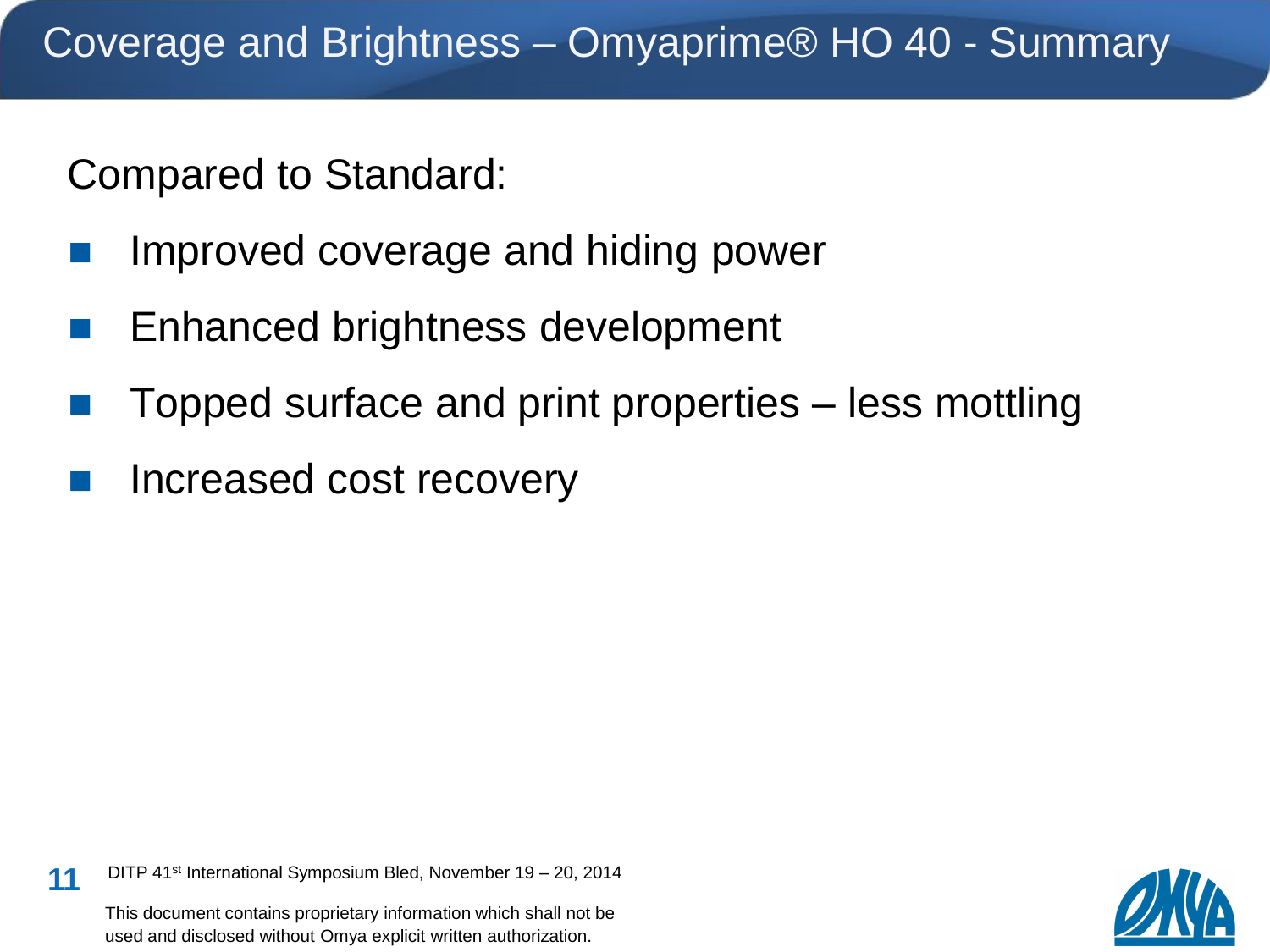# Coverage and Brightness – Omyaprime® HO 40 - Summary

Compared to Standard:

- Improved coverage and hiding power
- Enhanced brightness development
- Topped surface and print properties – less mottling
- Increased cost recovery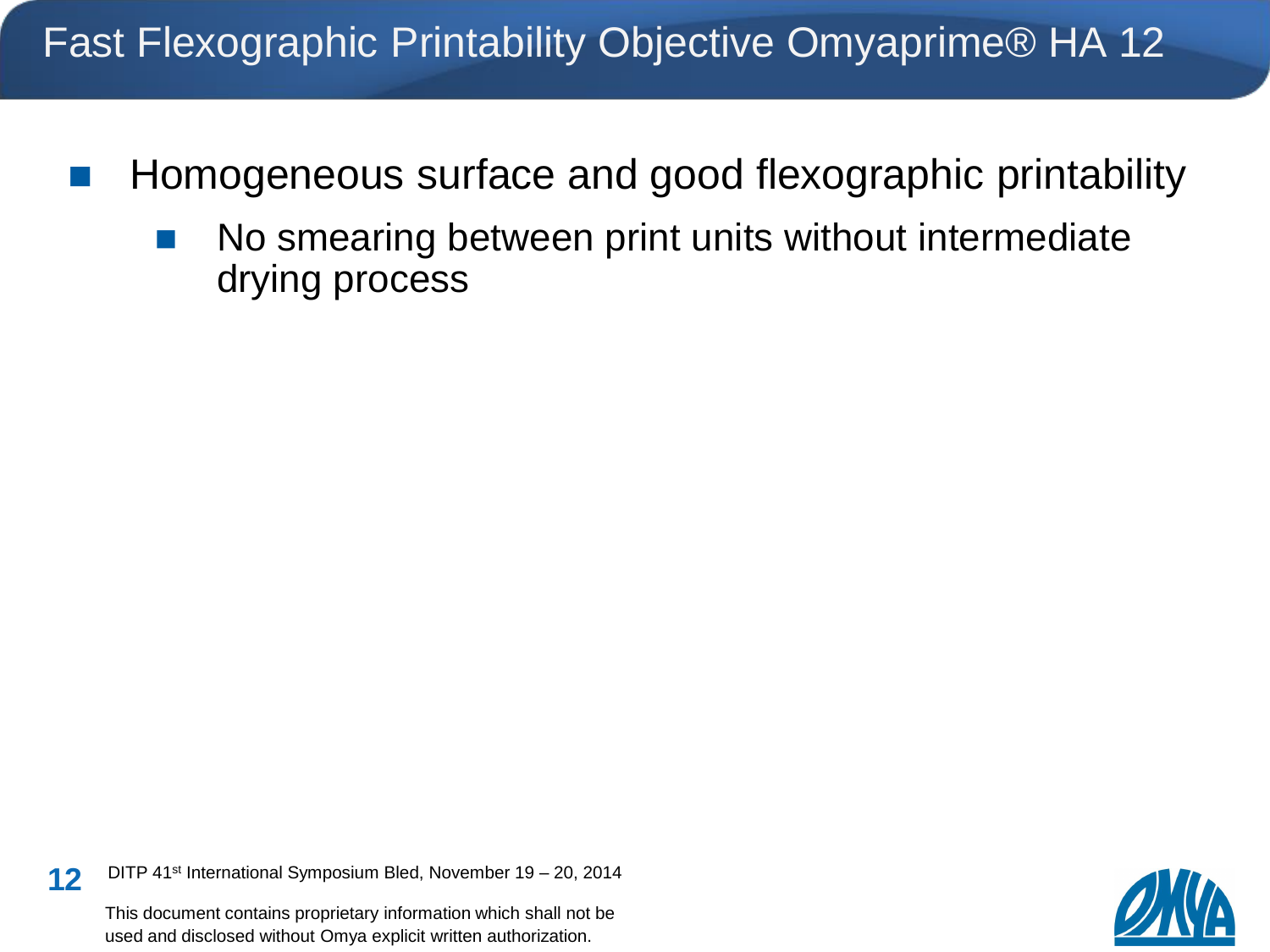# Fast Flexographic Printability Objective Omyaprime® HA 12

- Homogeneous surface and good flexographic printability
  - No smearing between print units without intermediate drying process

This document contains proprietary information which shall not be used and disclosed without Omya explicit written authorization.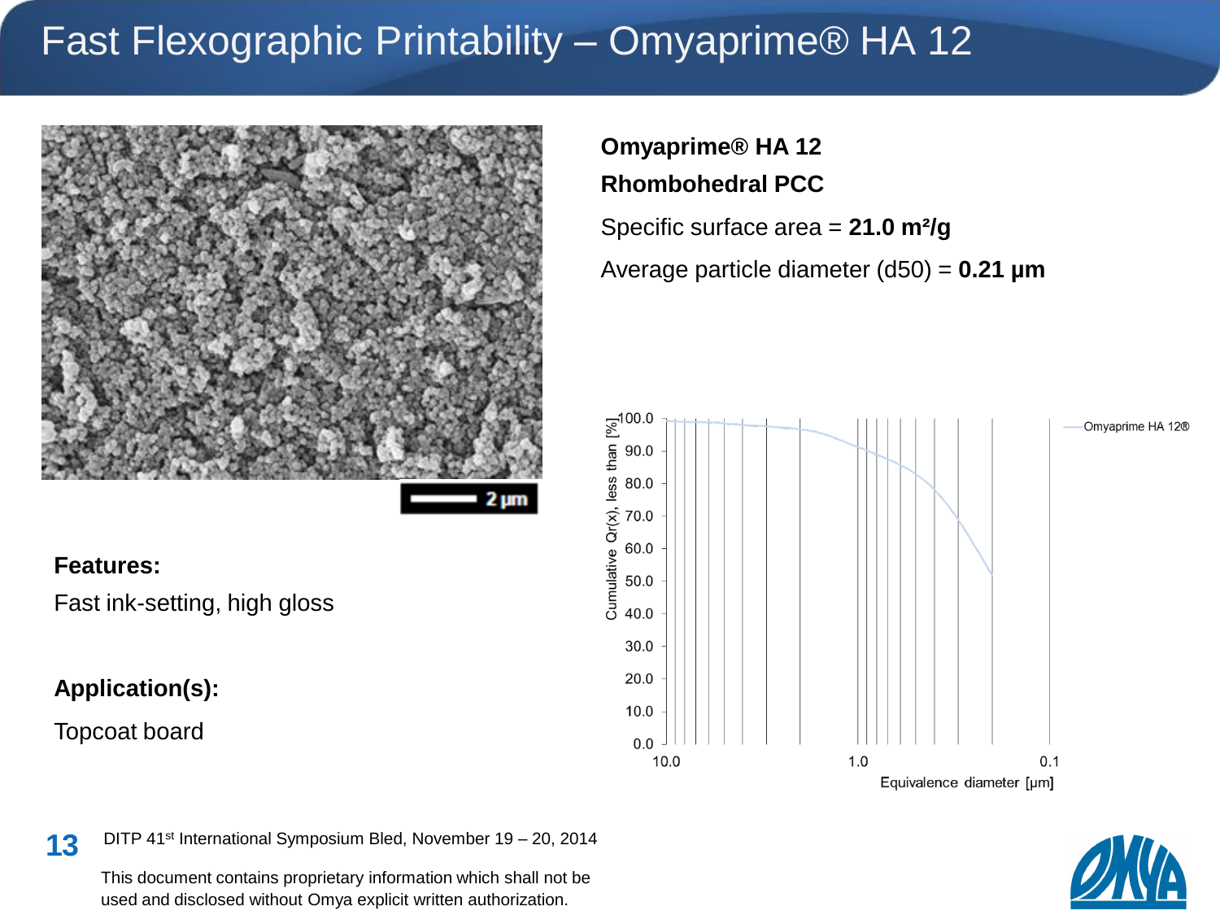# Fast Flexographic Printability – Omyaprime® HA 12

**Omyaprime® HA 12**

**Rhombohedral PCC**

Specific surface area = **21.0 m²/g**

Average particle diameter (d50) = **0.21 µm**

**Features:**

Fast ink-setting, high gloss

**Application(s):**

Topcoat board

DITP 41st International Symposium Bled, November 19 – 20, 2014

This document contains proprietary information which shall not be used and disclosed without Omya explicit written authorization.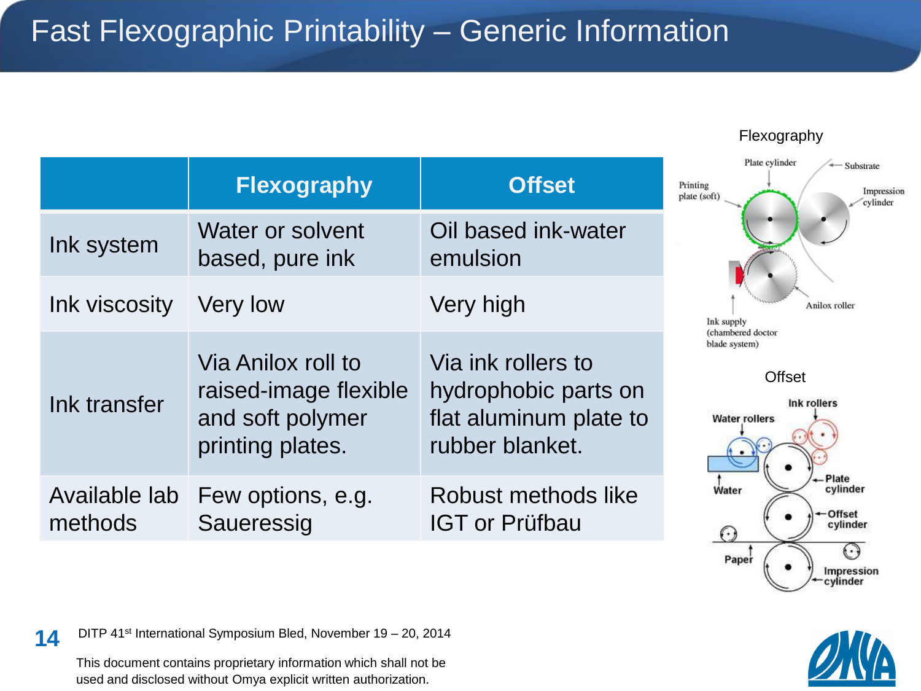# Fast Flexographic Printability – Generic Information

| | Flexography | Offset |
|---|---|---|
| Ink system | Water or solvent based, pure ink | Oil based ink-water emulsion |
| Ink viscosity | Very low | Very high |
| Ink transfer | Via Anilox roll to raised-image flexible and soft polymer printing plates. | Via ink rollers to hydrophobic parts on flat aluminum plate to rubber blanket. |
| Available lab methods | Few options, e.g. Saueressig | Robust methods like IGT or Prüfbau |

Flexography

Plate cylinder, Substrate, Printing plate (soft), Impression cylinder, Anilox roller, Ink supply (chambered doctor blade system)

Offset

Ink rollers, Water rollers, Water, Plate cylinder, Offset cylinder, Paper, Impression cylinder

DITP 41st International Symposium Bled, November 19 – 20, 2014

This document contains proprietary information which shall not be used and disclosed without Omya explicit written authorization.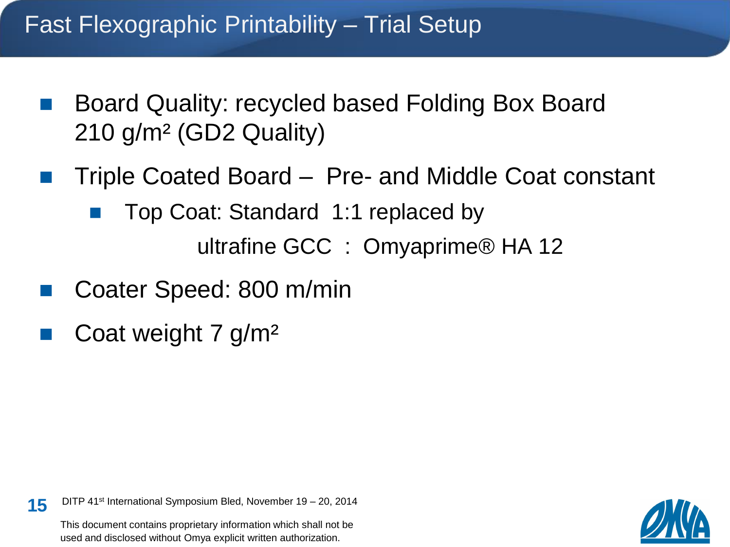# Fast Flexographic Printability – Trial Setup

- Board Quality: recycled based Folding Box Board 210 g/m² (GD2 Quality)
- Triple Coated Board – Pre- and Middle Coat constant
  - Top Coat: Standard 1:1 replaced by
    
    ultrafine GCC : Omyaprime® HA 12
- Coater Speed: 800 m/min
- Coat weight 7 g/m²

DITP 41st International Symposium Bled, November 19 – 20, 2014

This document contains proprietary information which shall not be used and disclosed without Omya explicit written authorization.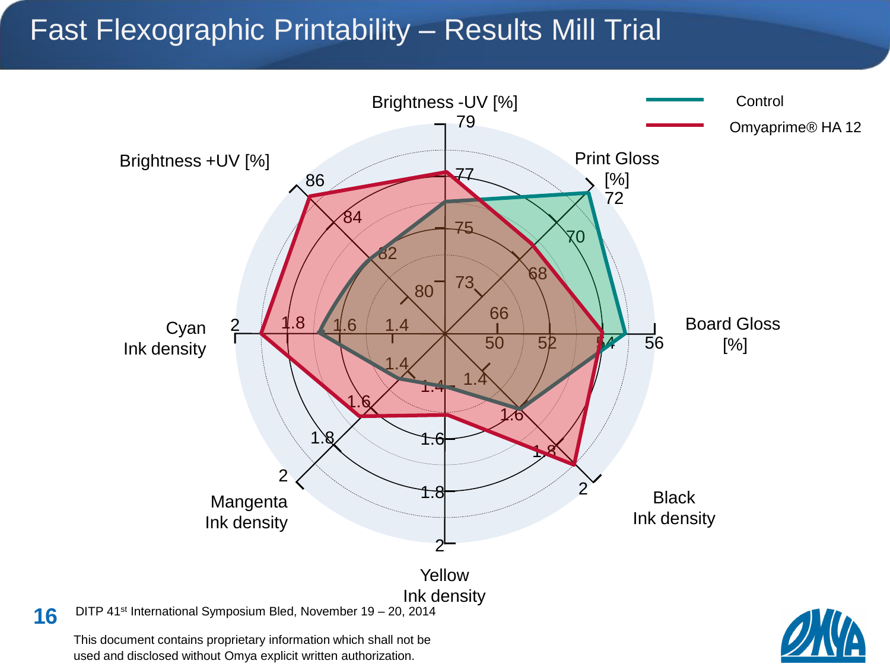# Fast Flexographic Printability – Results Mill Trial

Brightness -UV [%]

Print Gloss [%]

Board Gloss [%]

Black Ink density

Yellow Ink density

Mangenta Ink density

Cyan Ink density

Brightness +UV [%]

Control

Omyaprime® HA 12

DITP 41st International Symposium Bled, November 19 – 20, 2014

This document contains proprietary information which shall not be used and disclosed without Omya explicit written authorization.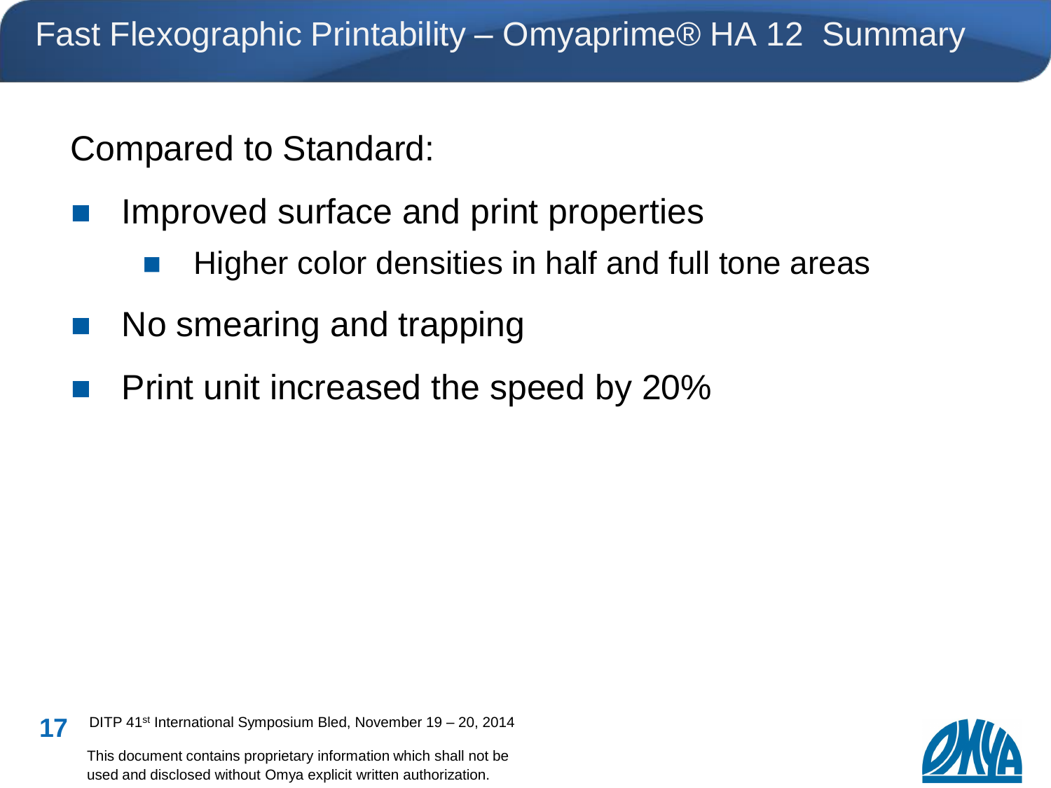# Fast Flexographic Printability – Omyaprime® HA 12 Summary

Compared to Standard:

- Improved surface and print properties
  - Higher color densities in half and full tone areas
- No smearing and trapping
- Print unit increased the speed by 20%

This document contains proprietary information which shall not be used and disclosed without Omya explicit written authorization.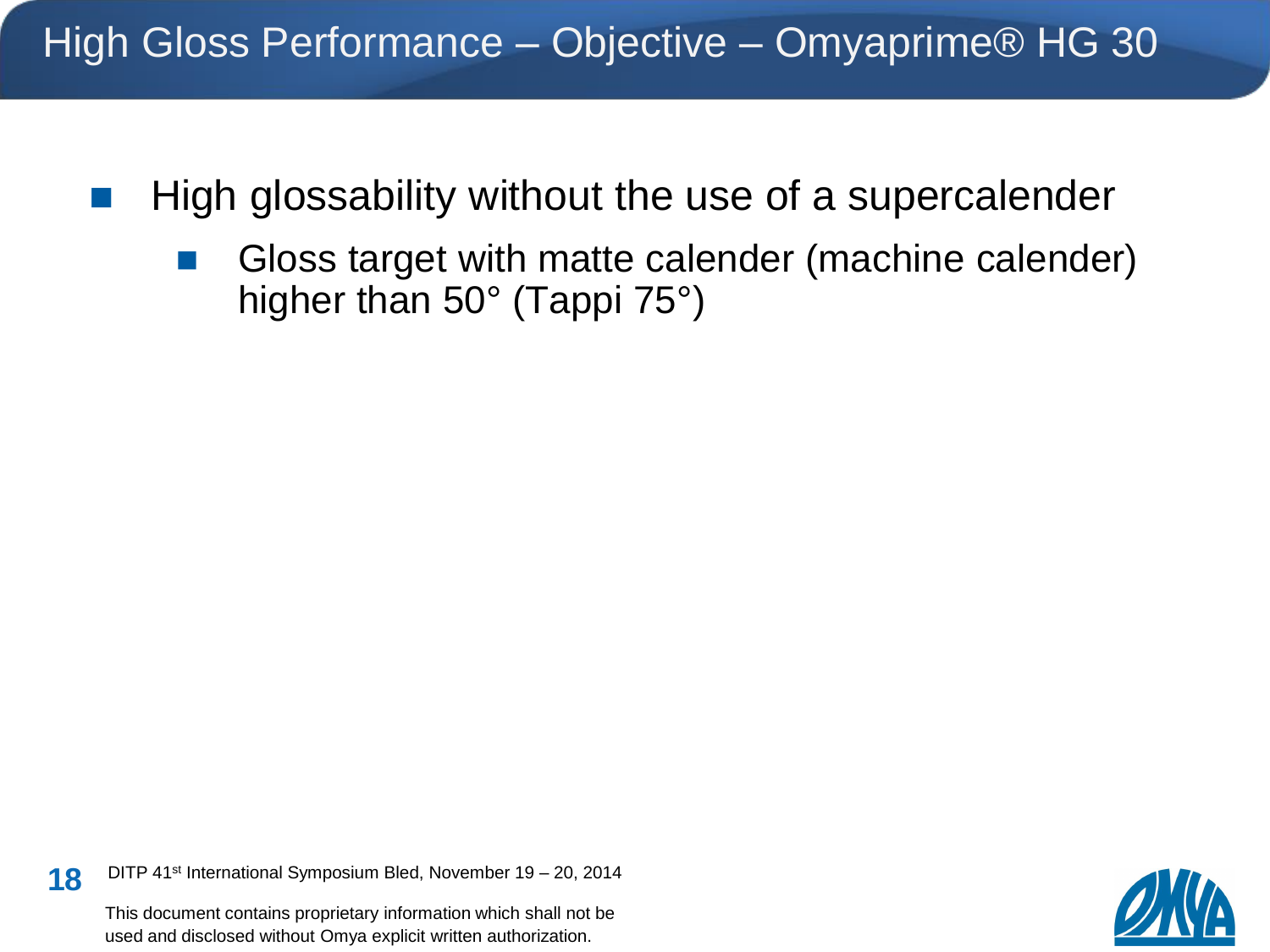# High Gloss Performance – Objective – Omyaprime® HG 30

- High glossability without the use of a supercalender
  - Gloss target with matte calender (machine calender) higher than 50° (Tappi 75°)

This document contains proprietary information which shall not be used and disclosed without Omya explicit written authorization.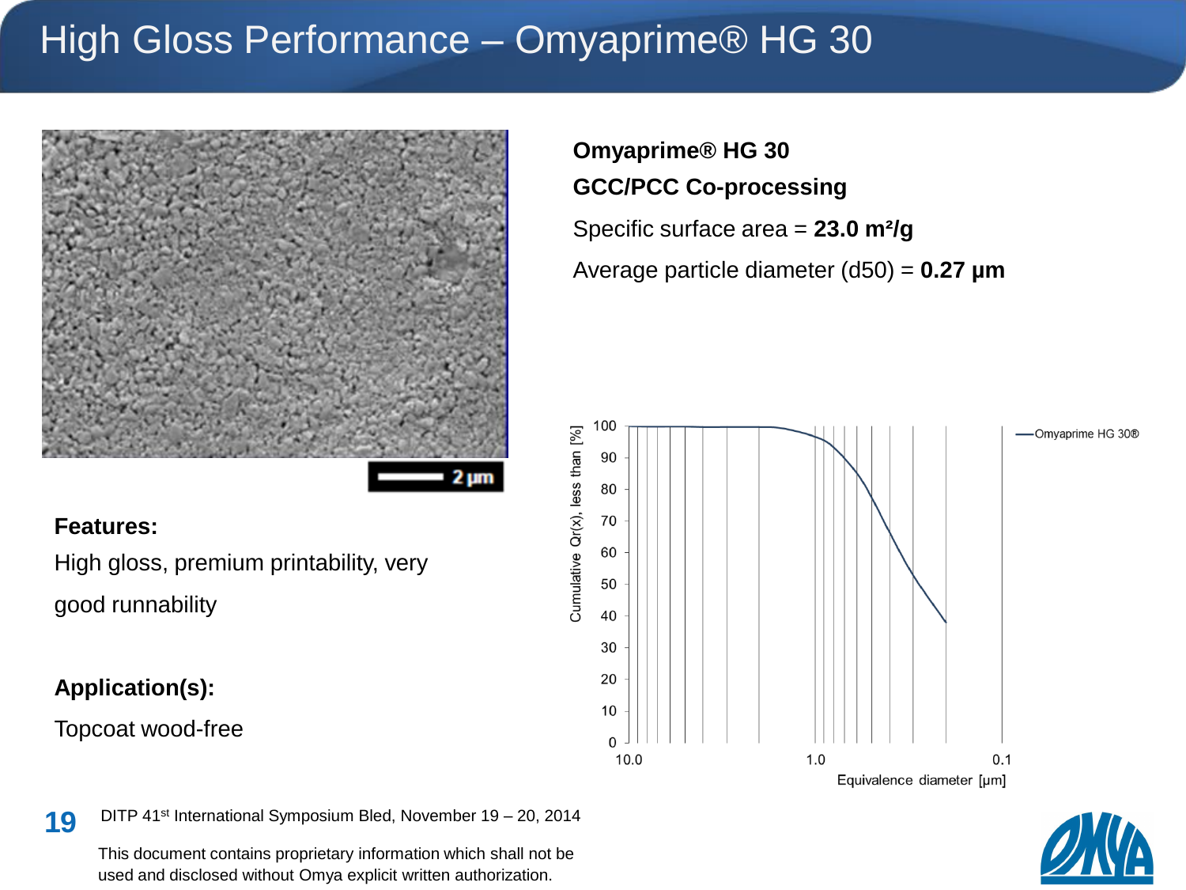# High Gloss Performance – Omyaprime® HG 30

**Omyaprime® HG 30**

**GCC/PCC Co-processing**

Specific surface area = **23.0 m²/g**

Average particle diameter (d50) = **0.27 µm**

**Features:**

High gloss, premium printability, very good runnability

**Application(s):**

Topcoat wood-free

DITP 41st International Symposium Bled, November 19 – 20, 2014

This document contains proprietary information which shall not be used and disclosed without Omya explicit written authorization.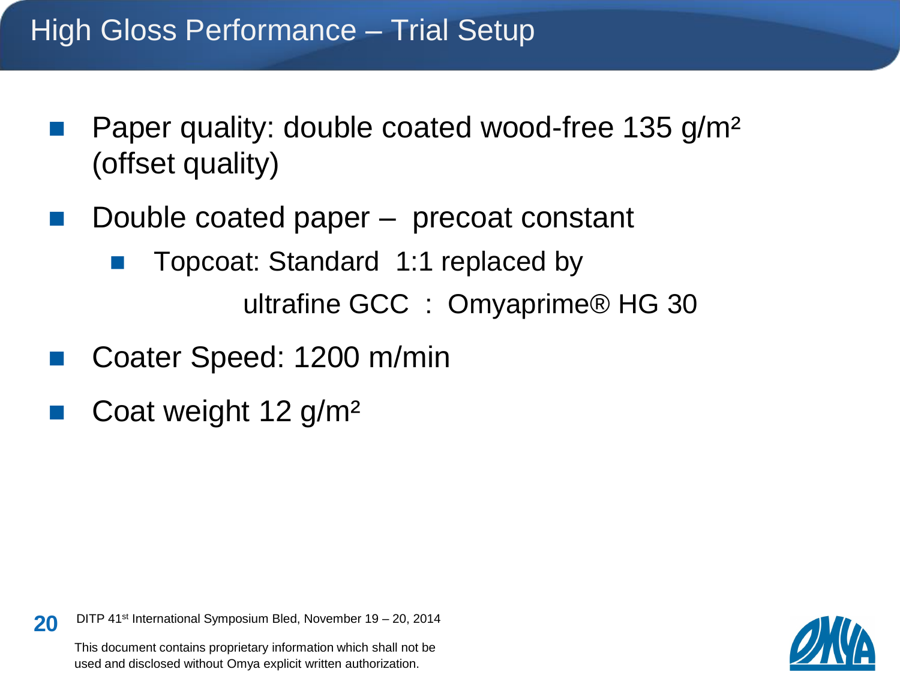# High Gloss Performance – Trial Setup

- Paper quality: double coated wood-free 135 g/m² (offset quality)
- Double coated paper – precoat constant
  - Topcoat: Standard 1:1 replaced by

    ultrafine GCC : Omyaprime® HG 30
- Coater Speed: 1200 m/min
- Coat weight 12 g/m²

DITP 41st International Symposium Bled, November 19 – 20, 2014

This document contains proprietary information which shall not be used and disclosed without Omya explicit written authorization.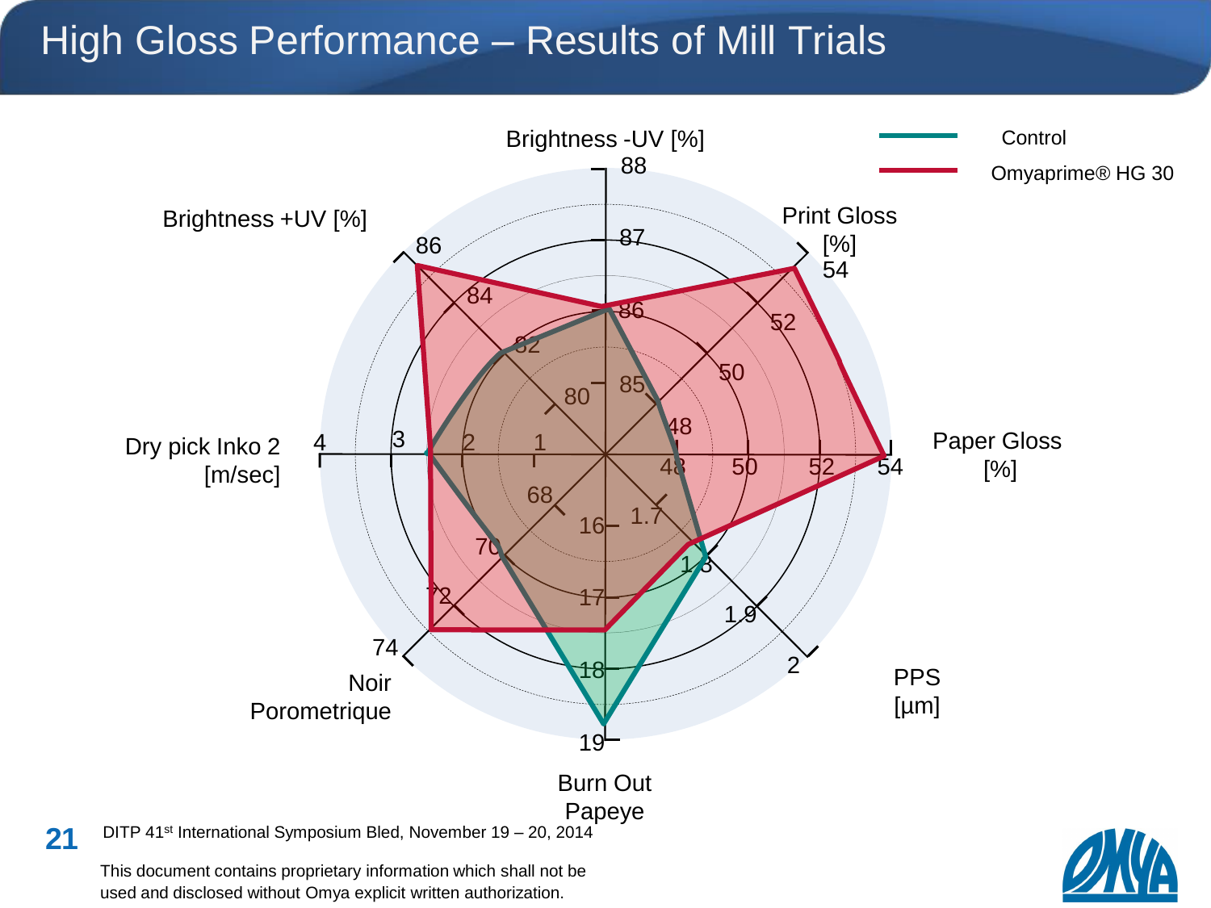# High Gloss Performance – Results of Mill Trials

Brightness -UV [%]

Print Gloss [%]

Paper Gloss [%]

PPS [µm]

Burn Out Papeye

Noir Porometrique

Dry pick Inko 2 [m/sec]

Brightness +UV [%]

Control

Omyaprime® HG 30

DITP 41st International Symposium Bled, November 19 – 20, 2014

This document contains proprietary information which shall not be used and disclosed without Omya explicit written authorization.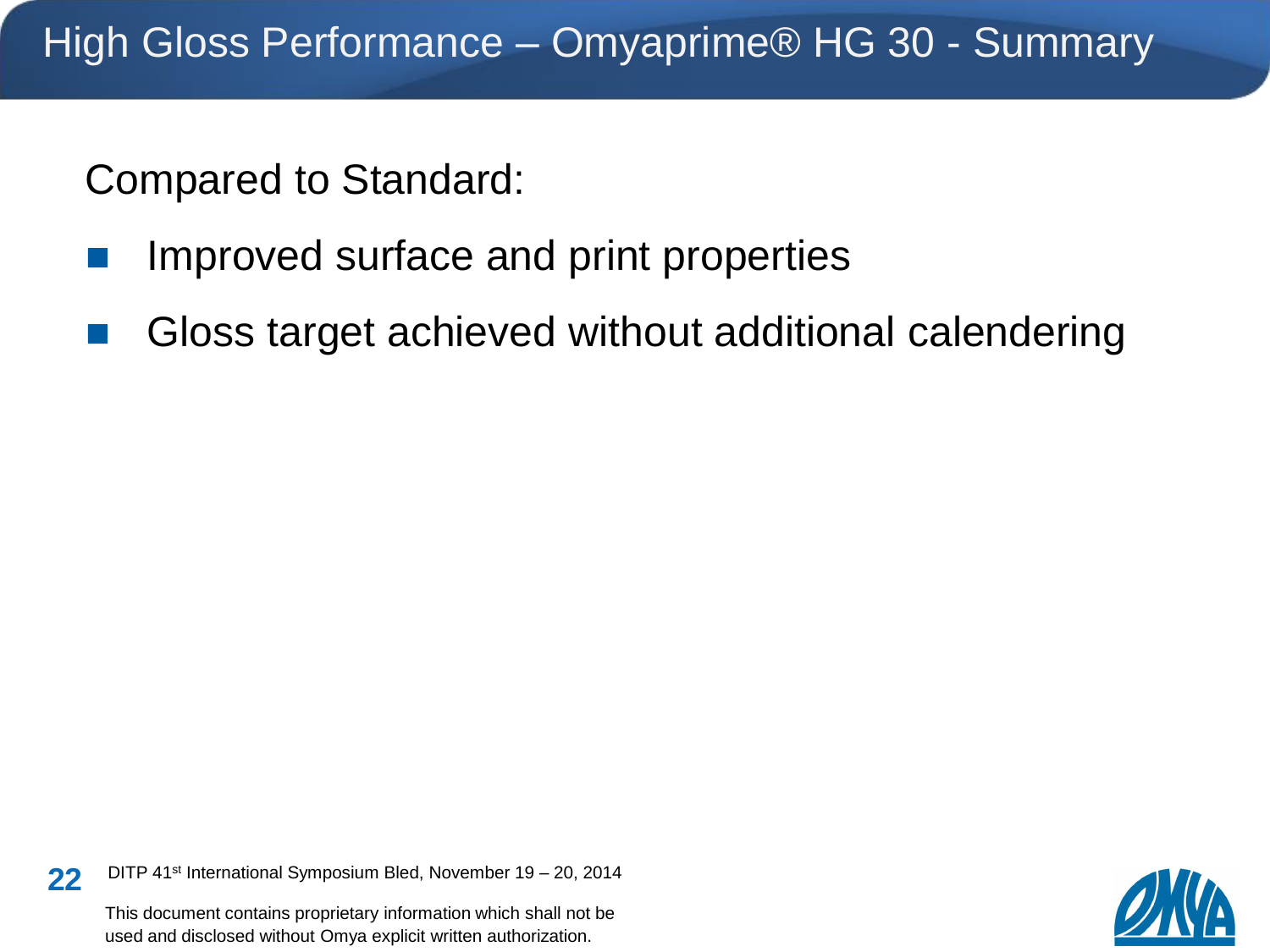# High Gloss Performance – Omyaprime® HG 30 - Summary

Compared to Standard:

- Improved surface and print properties
- Gloss target achieved without additional calendering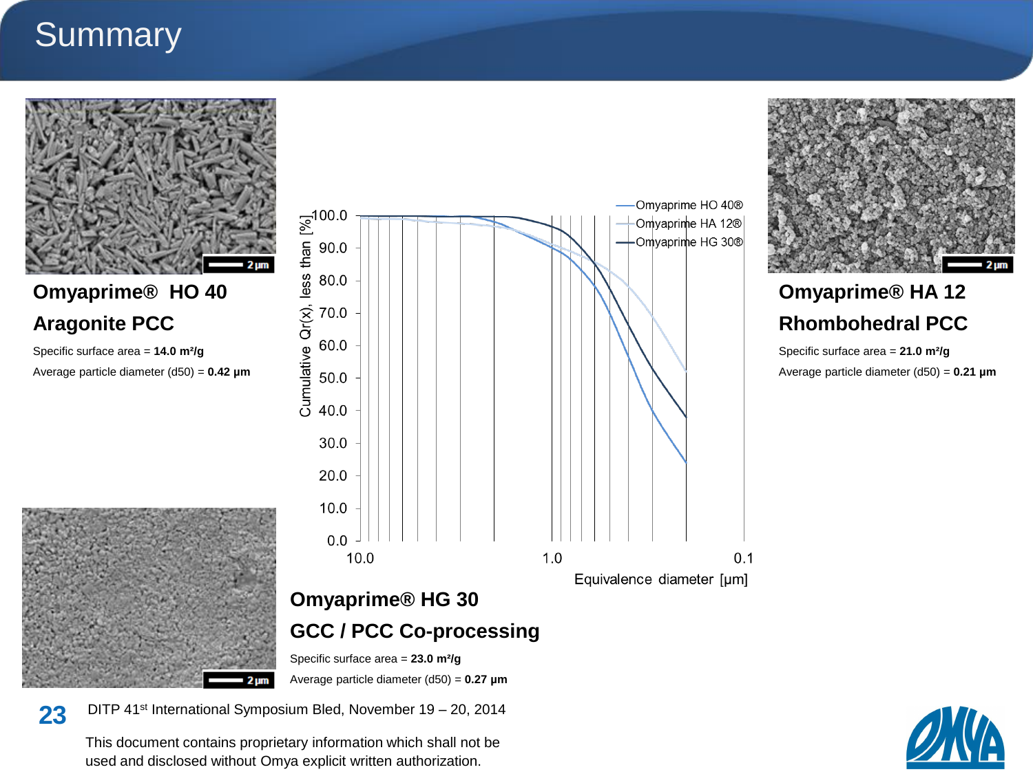# Summary

## Omyaprime® HO 40

## Aragonite PCC

Specific surface area = **14.0 m²/g**

Average particle diameter (d50) = **0.42 µm**

## Omyaprime® HA 12

## Rhombohedral PCC

Specific surface area = **21.0 m²/g**

Average particle diameter (d50) = **0.21 µm**

## Omyaprime® HG 30

## GCC / PCC Co-processing

Specific surface area = **23.0 m²/g**

Average particle diameter (d50) = **0.27 µm**

DITP 41st International Symposium Bled, November 19 – 20, 2014

This document contains proprietary information which shall not be used and disclosed without Omya explicit written authorization.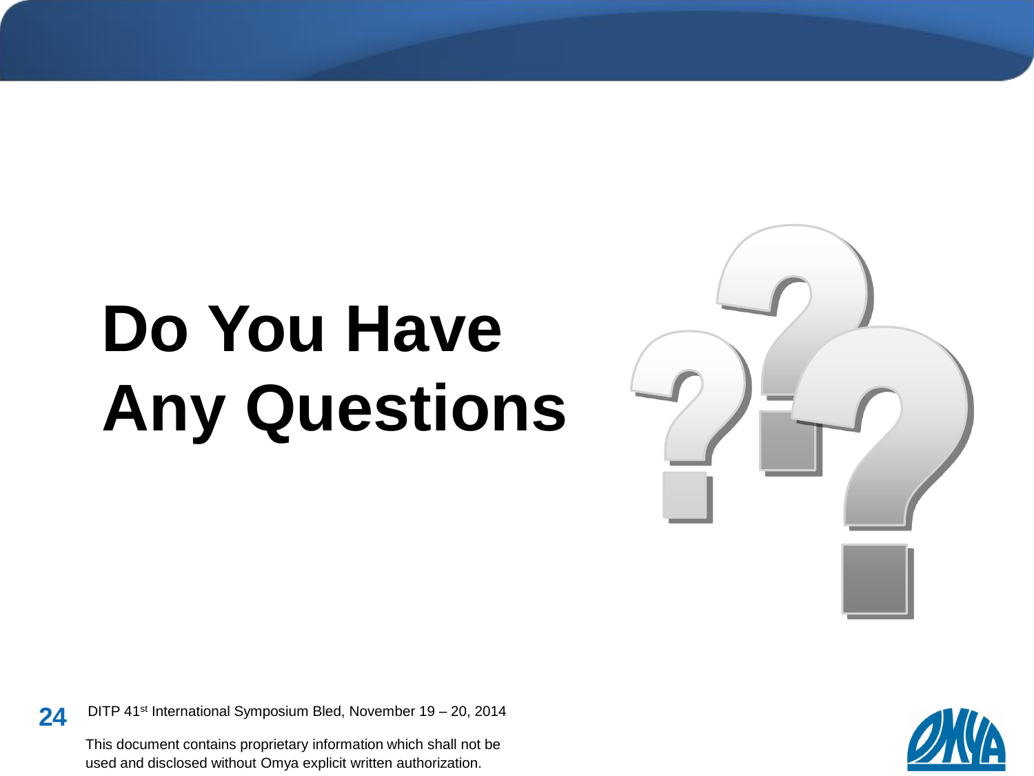# Do You Have Any Questions